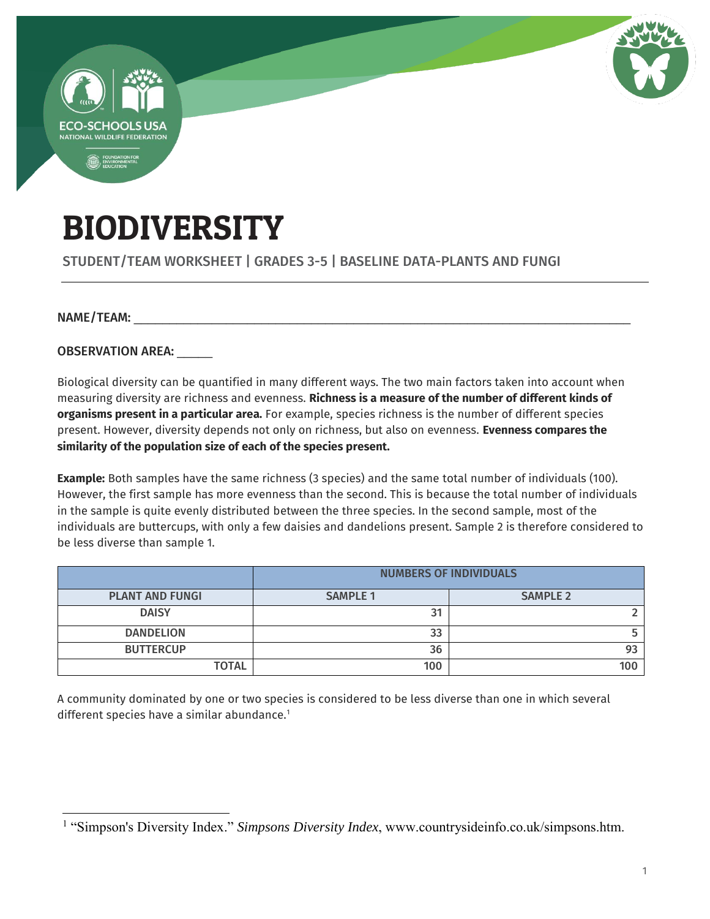# BIODIVERSITY

STUDENT/TEAM WORKSHEET | GRADES 3-5 | BASELINE DATA-PLANTS AND FUNGI

---

**NAME/TEAM:** ______________________________________________________________________________

**OBSERVATION AREA:** _____

Biological diversity can be quantified in many different ways. The two main factors taken into account when measuring diversity are richness and evenness. **Richness is a measure of the number of different kinds of organisms present in a particular area.** For example, species richness is the number of different species present. However, diversity depends not only on richness, but also on evenness. **Evenness compares the similarity of the population size of each of the species present.**

**Example:** Both samples have the same richness (3 species) and the same total number of individuals (100). However, the first sample has more evenness than the second. This is because the total number of individuals in the sample is quite evenly distributed between the three species. In the second sample, most of the individuals are buttercups, with only a few daisies and dandelions present. Sample 2 is therefore considered to be less diverse than sample 1.

| | NUMBERS OF INDIVIDUALS | |
|---|---|---|
| **PLANT AND FUNGI** | **SAMPLE 1** | **SAMPLE 2** |
| **DAISY** | 31 | 2 |
| **DANDELION** | 33 | 5 |
| **BUTTERCUP** | 36 | 93 |
| **TOTAL** | 100 | 100 |

A community dominated by one or two species is considered to be less diverse than one in which several different species have a similar abundance.[1]

[1] "Simpson's Diversity Index." *Simpsons Diversity Index*, www.countrysideinfo.co.uk/simpsons.htm.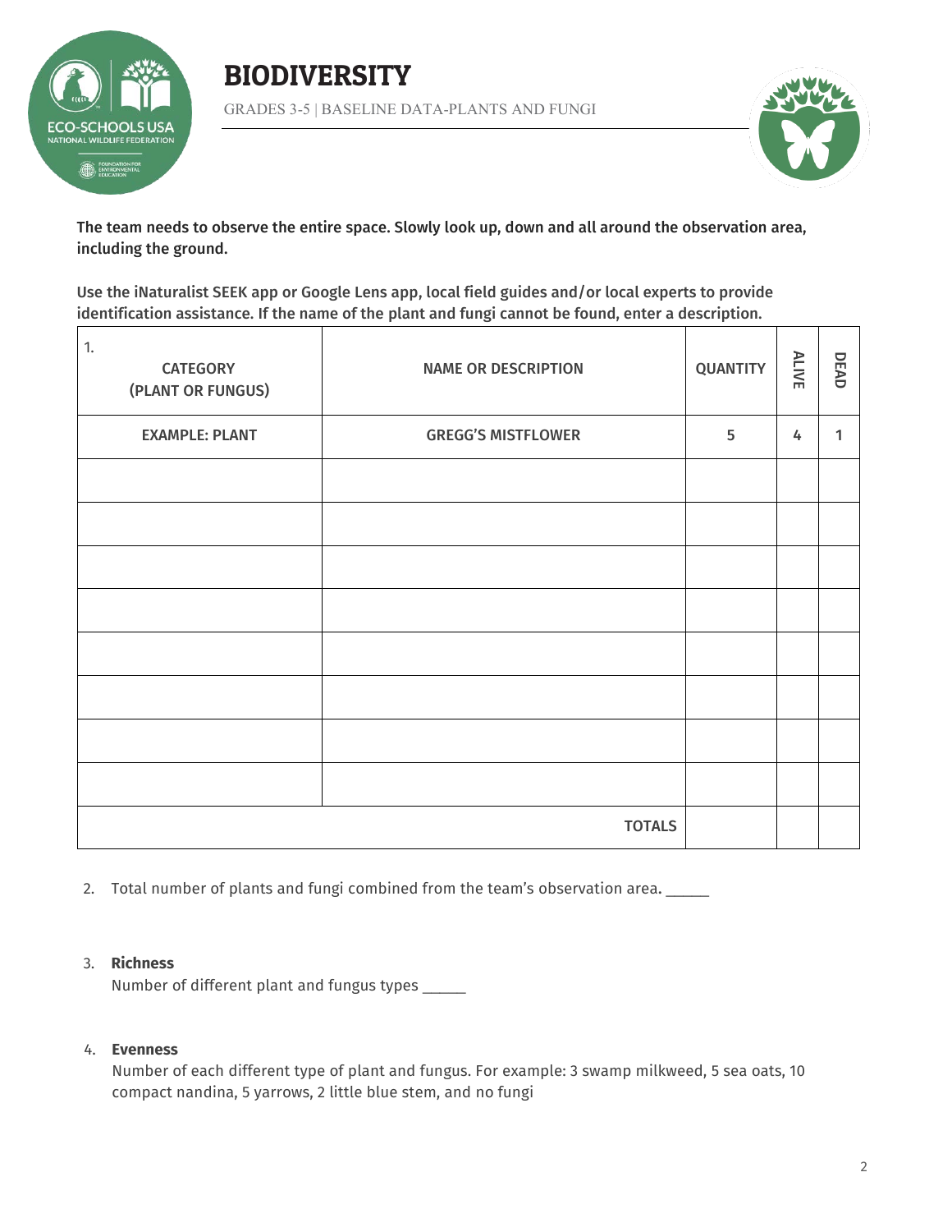# BIODIVERSITY

GRADES 3-5 | BASELINE DATA-PLANTS AND FUNGI

**The team needs to observe the entire space. Slowly look up, down and all around the observation area, including the ground.**

**Use the iNaturalist SEEK app or Google Lens app, local field guides and/or local experts to provide identification assistance. If the name of the plant and fungi cannot be found, enter a description.**

| 1. CATEGORY (PLANT OR FUNGUS) | NAME OR DESCRIPTION | QUANTITY | ALIVE | DEAD |
|---|---|---|---|---|
| **EXAMPLE: PLANT** | **GREGG'S MISTFLOWER** | **5** | **4** | **1** |
| | | | | |
| | | | | |
| | | | | |
| | | | | |
| | | | | |
| | | | | |
| | | | | |
| | | | | |
| | **TOTALS** | | | |

2. Total number of plants and fungi combined from the team's observation area. _____

3. **Richness**
   Number of different plant and fungus types _____

4. **Evenness**
   Number of each different type of plant and fungus. For example: 3 swamp milkweed, 5 sea oats, 10 compact nandina, 5 yarrows, 2 little blue stem, and no fungi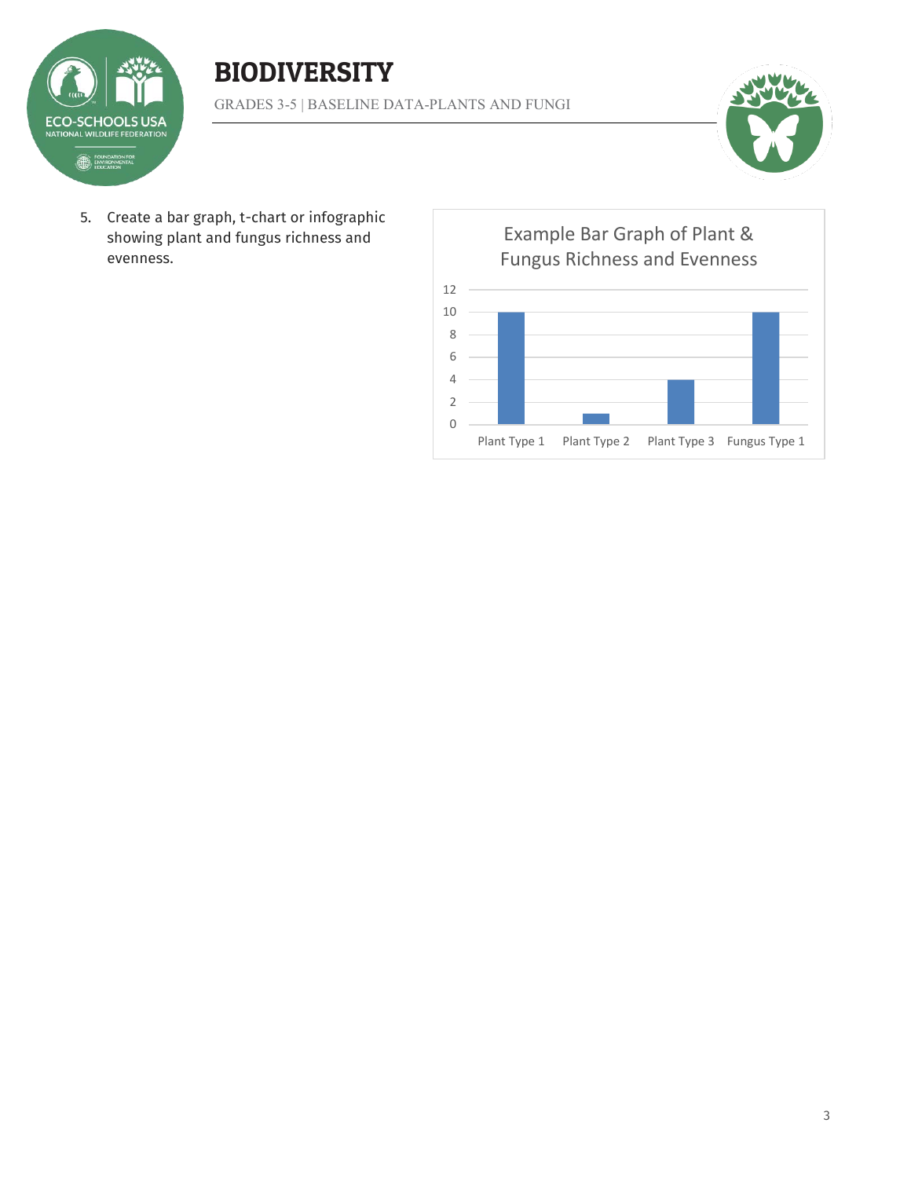5. Create a bar graph, t-chart or infographic showing plant and fungus richness and evenness.

Example Bar Graph of Plant & Fungus Richness and Evenness

12
10
8
6
4
2
0

Plant Type 1
Plant Type 2
Plant Type 3
Fungus Type 1